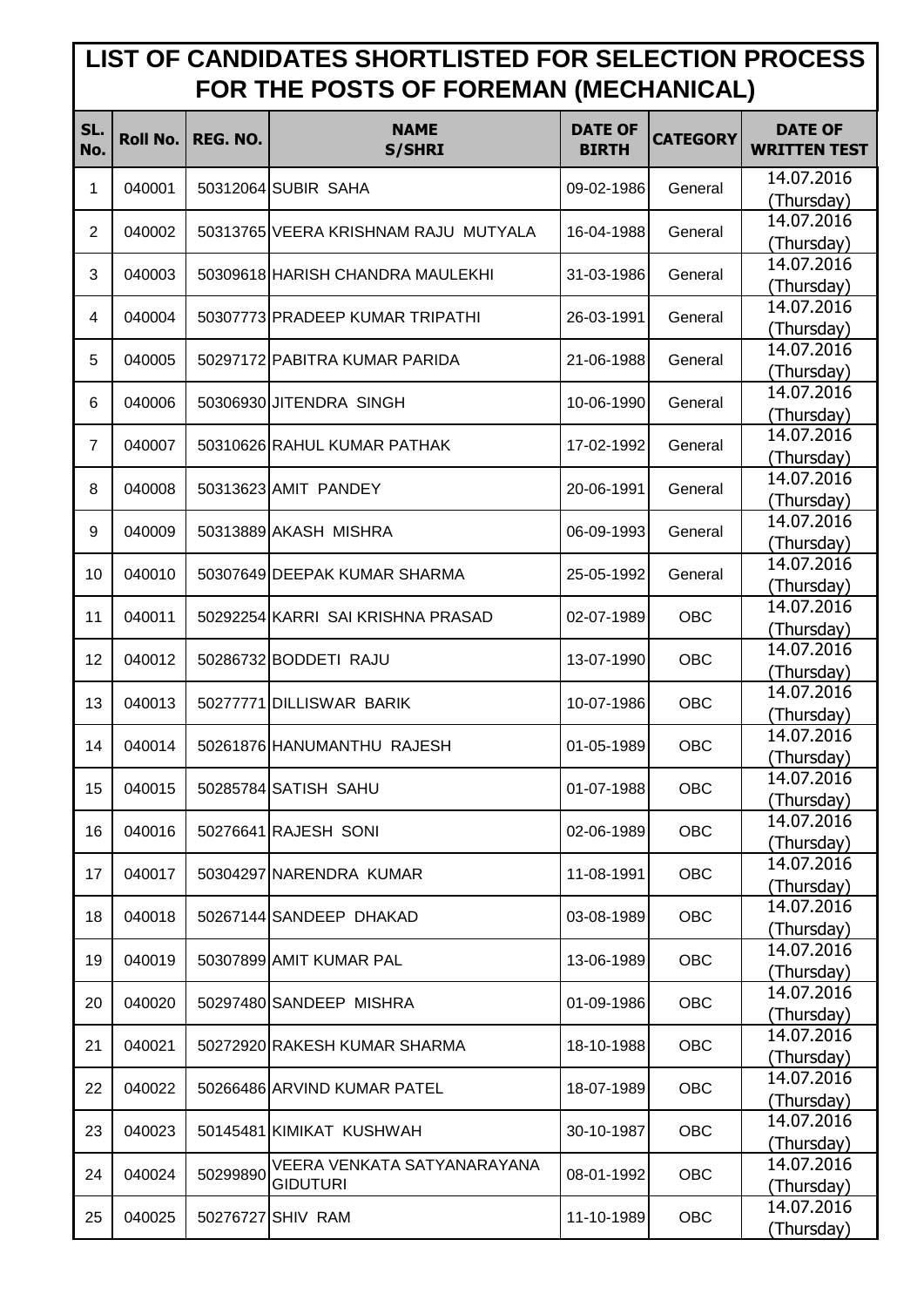# LIST OF CANDIDATES SHORTLISTED FOR SELECTION PROCESS FOR THE POSTS OF FOREMAN (MECHANICAL)

| SL. No. | Roll No. | REG. NO. | NAME S/SHRI | DATE OF BIRTH | CATEGORY | DATE OF WRITTEN TEST |
|---|---|---|---|---|---|---|
| 1 | 040001 | 50312064 | SUBIR SAHA | 09-02-1986 | General | 14.07.2016 (Thursday) |
| 2 | 040002 | 50313765 | VEERA KRISHNAM RAJU MUTYALA | 16-04-1988 | General | 14.07.2016 (Thursday) |
| 3 | 040003 | 50309618 | HARISH CHANDRA MAULEKHI | 31-03-1986 | General | 14.07.2016 (Thursday) |
| 4 | 040004 | 50307773 | PRADEEP KUMAR TRIPATHI | 26-03-1991 | General | 14.07.2016 (Thursday) |
| 5 | 040005 | 50297172 | PABITRA KUMAR PARIDA | 21-06-1988 | General | 14.07.2016 (Thursday) |
| 6 | 040006 | 50306930 | JITENDRA SINGH | 10-06-1990 | General | 14.07.2016 (Thursday) |
| 7 | 040007 | 50310626 | RAHUL KUMAR PATHAK | 17-02-1992 | General | 14.07.2016 (Thursday) |
| 8 | 040008 | 50313623 | AMIT PANDEY | 20-06-1991 | General | 14.07.2016 (Thursday) |
| 9 | 040009 | 50313889 | AKASH MISHRA | 06-09-1993 | General | 14.07.2016 (Thursday) |
| 10 | 040010 | 50307649 | DEEPAK KUMAR SHARMA | 25-05-1992 | General | 14.07.2016 (Thursday) |
| 11 | 040011 | 50292254 | KARRI SAI KRISHNA PRASAD | 02-07-1989 | OBC | 14.07.2016 (Thursday) |
| 12 | 040012 | 50286732 | BODDETI RAJU | 13-07-1990 | OBC | 14.07.2016 (Thursday) |
| 13 | 040013 | 50277771 | DILLISWAR BARIK | 10-07-1986 | OBC | 14.07.2016 (Thursday) |
| 14 | 040014 | 50261876 | HANUMANTHU RAJESH | 01-05-1989 | OBC | 14.07.2016 (Thursday) |
| 15 | 040015 | 50285784 | SATISH SAHU | 01-07-1988 | OBC | 14.07.2016 (Thursday) |
| 16 | 040016 | 50276641 | RAJESH SONI | 02-06-1989 | OBC | 14.07.2016 (Thursday) |
| 17 | 040017 | 50304297 | NARENDRA KUMAR | 11-08-1991 | OBC | 14.07.2016 (Thursday) |
| 18 | 040018 | 50267144 | SANDEEP DHAKAD | 03-08-1989 | OBC | 14.07.2016 (Thursday) |
| 19 | 040019 | 50307899 | AMIT KUMAR PAL | 13-06-1989 | OBC | 14.07.2016 (Thursday) |
| 20 | 040020 | 50297480 | SANDEEP MISHRA | 01-09-1986 | OBC | 14.07.2016 (Thursday) |
| 21 | 040021 | 50272920 | RAKESH KUMAR SHARMA | 18-10-1988 | OBC | 14.07.2016 (Thursday) |
| 22 | 040022 | 50266486 | ARVIND KUMAR PATEL | 18-07-1989 | OBC | 14.07.2016 (Thursday) |
| 23 | 040023 | 50145481 | KIMIKAT KUSHWAH | 30-10-1987 | OBC | 14.07.2016 (Thursday) |
| 24 | 040024 | 50299890 | VEERA VENKATA SATYANARAYANA GIDUTURI | 08-01-1992 | OBC | 14.07.2016 (Thursday) |
| 25 | 040025 | 50276727 | SHIV RAM | 11-10-1989 | OBC | 14.07.2016 (Thursday) |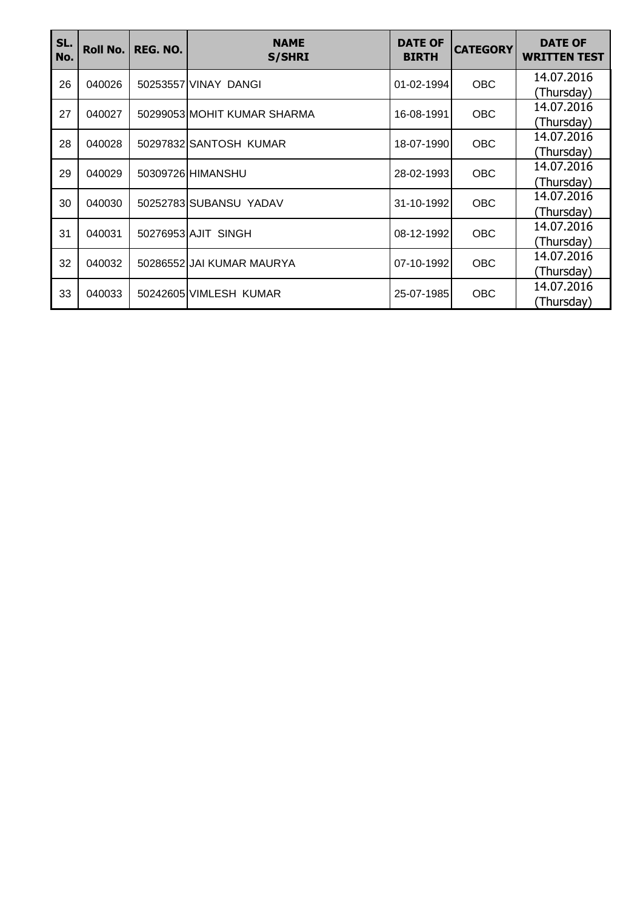| SL. No. | Roll No. | REG. NO. | NAME S/SHRI | DATE OF BIRTH | CATEGORY | DATE OF WRITTEN TEST |
|---|---|---|---|---|---|---|
| 26 | 040026 | 50253557 | VINAY DANGI | 01-02-1994 | OBC | 14.07.2016 (Thursday) |
| 27 | 040027 | 50299053 | MOHIT KUMAR SHARMA | 16-08-1991 | OBC | 14.07.2016 (Thursday) |
| 28 | 040028 | 50297832 | SANTOSH KUMAR | 18-07-1990 | OBC | 14.07.2016 (Thursday) |
| 29 | 040029 | 50309726 | HIMANSHU | 28-02-1993 | OBC | 14.07.2016 (Thursday) |
| 30 | 040030 | 50252783 | SUBANSU YADAV | 31-10-1992 | OBC | 14.07.2016 (Thursday) |
| 31 | 040031 | 50276953 | AJIT SINGH | 08-12-1992 | OBC | 14.07.2016 (Thursday) |
| 32 | 040032 | 50286552 | JAI KUMAR MAURYA | 07-10-1992 | OBC | 14.07.2016 (Thursday) |
| 33 | 040033 | 50242605 | VIMLESH KUMAR | 25-07-1985 | OBC | 14.07.2016 (Thursday) |